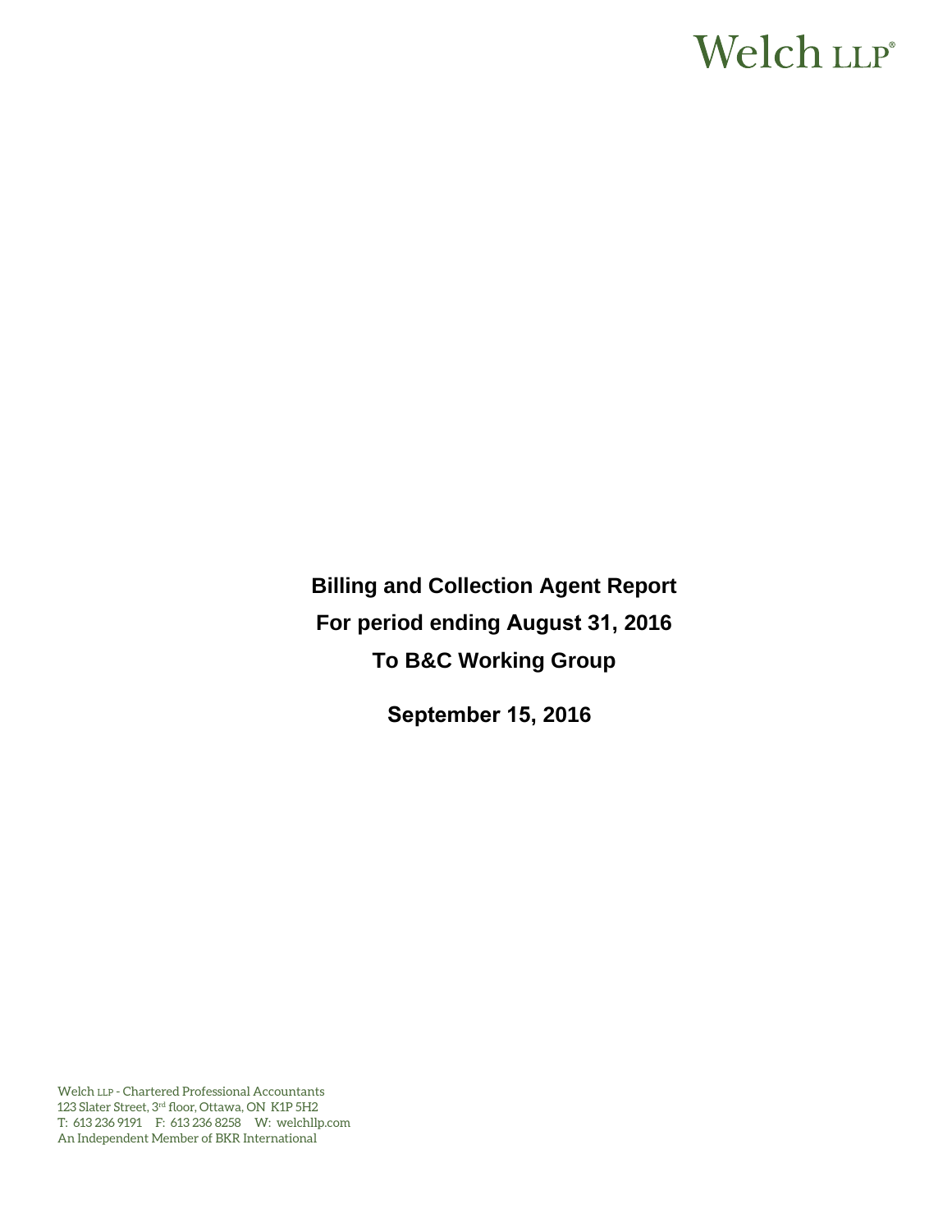Welch LLP®

# Billing and Collection Agent Report

## For period ending August 31, 2016

## To B&C Working Group

**September 15, 2016**

Welch LLP - Chartered Professional Accountants
123 Slater Street, 3rd floor, Ottawa, ON K1P 5H2
T: 613 236 9191 F: 613 236 8258 W: welchllp.com
An Independent Member of BKR International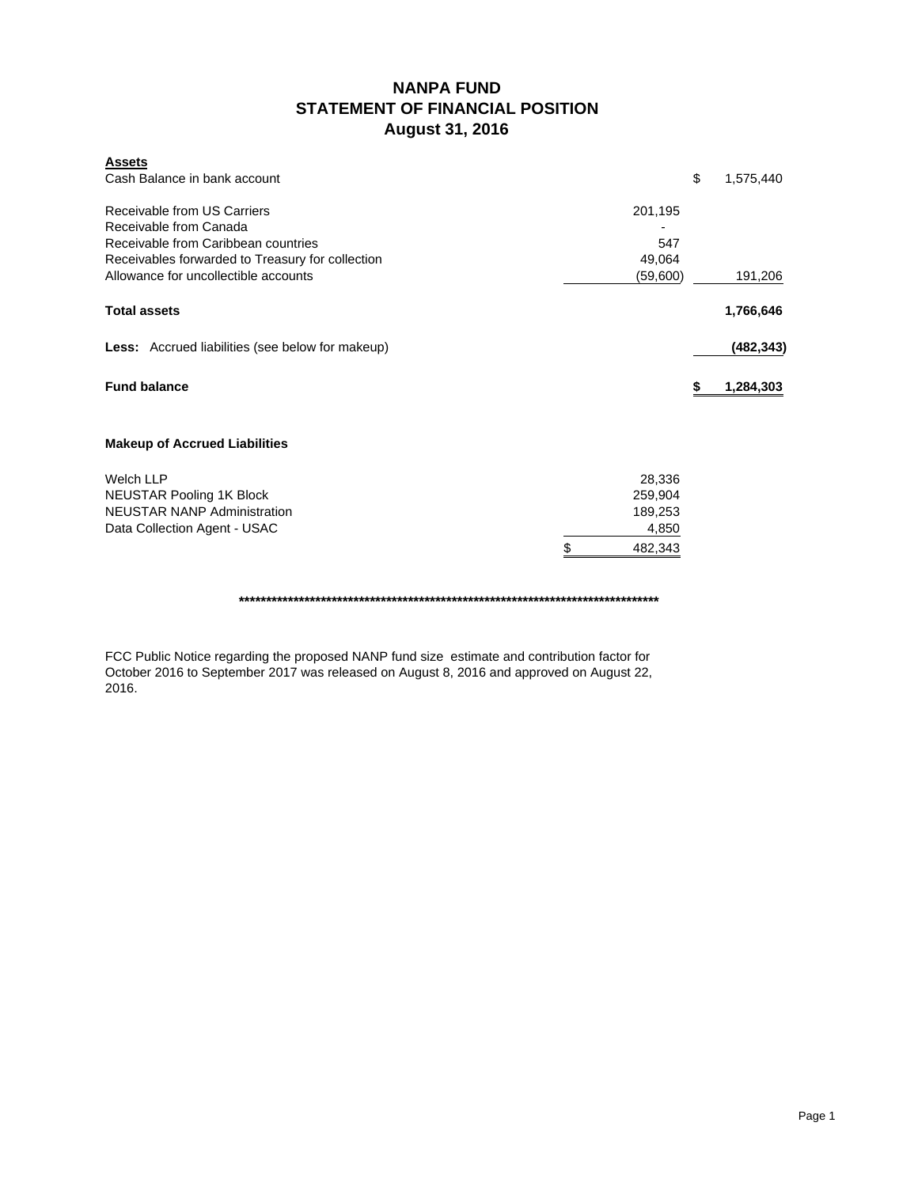# NANPA FUND
## STATEMENT OF FINANCIAL POSITION
### August 31, 2016

| **Assets** | | |
|---|---|---|
| Cash Balance in bank account | | $ 1,575,440 |
| Receivable from US Carriers | 201,195 | |
| Receivable from Canada | - | |
| Receivable from Caribbean countries | 547 | |
| Receivables forwarded to Treasury for collection | 49,064 | |
| Allowance for uncollectible accounts | (59,600) | 191,206 |
| **Total assets** | | **1,766,646** |
| **Less:** Accrued liabilities (see below for makeup) | | **(482,343)** |
| **Fund balance** | | **$ 1,284,303** |

**Makeup of Accrued Liabilities**

| | |
|---|---|
| Welch LLP | 28,336 |
| NEUSTAR Pooling 1K Block | 259,904 |
| NEUSTAR NANP Administration | 189,253 |
| Data Collection Agent - USAC | 4,850 |
| | $ 482,343 |

*******************************************************************************

FCC Public Notice regarding the proposed NANP fund size estimate and contribution factor for October 2016 to September 2017 was released on August 8, 2016 and approved on August 22, 2016.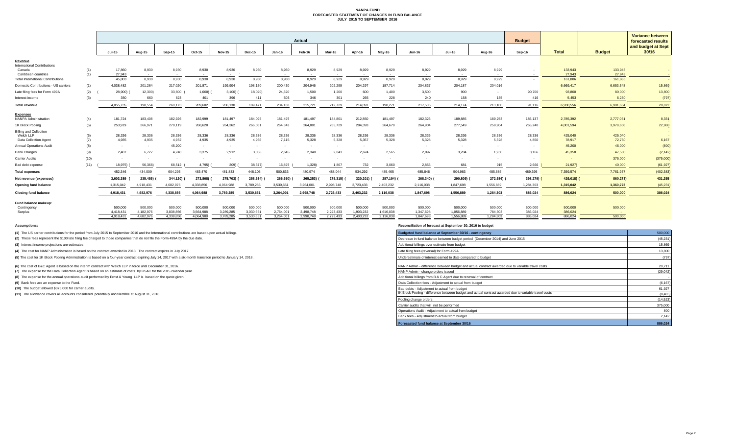# NANPA FUND
## FORECASTED STATEMENT OF CHANGES IN FUND BALANCE
### JULY 2015 TO SEPTEMBER 2016

| | | Actual | | | | | | | | | | | | | | Budget | | | Variance between forecasted results and budget at Sept 30/16 |
|---|---|---|---|---|---|---|---|---|---|---|---|---|---|---|---|---|---|---|---|
| | | Jul-15 | Aug-15 | Sep-15 | Oct-15 | Nov-15 | Dec-15 | Jan-16 | Feb-16 | Mar-16 | Apr-16 | May-16 | Jun-16 | Jul-16 | Aug-16 | Sep-16 | Total | Budget | |
| **Revenue** | | | | | | | | | | | | | | | | | | | |
| International Contributions | | | | | | | | | | | | | | | | | | | |
| Canada | (1) | 17,860 | 8,930 | 8,930 | 8,930 | 8,930 | 8,930 | 8,930 | 8,929 | 8,929 | 8,929 | 8,929 | 8,929 | 8,929 | 8,929 | - | 133,943 | 133,943 | - |
| Caribbean countries | (1) | 27,943 | - | - | - | - | - | - | - | - | - | - | - | - | - | - | 27,943 | 27,943 | - |
| Total International Contributions | | 45,803 | 8,930 | 8,930 | 8,930 | 8,930 | 8,930 | 8,930 | 8,929 | 8,929 | 8,929 | 8,929 | 8,929 | 8,929 | 8,929 | - | 161,886 | 161,886 | - |
| Domestic Contributions - US carriers | (1) | 4,038,482 | 201,264 | 217,020 | 201,871 | 199,904 | 198,150 | 200,430 | 204,946 | 202,299 | 204,297 | 187,714 | 204,837 | 204,187 | 204,016 | | 6,669,417 | 6,653,548 | 15,869 |
| Late filing fees for Form 499A | (2) | (28,900) | (12,300) | 33,600 | (1,600) | (3,100) | (18,020) | 24,320 | 1,500 | 1,200 | 600 | 1,400 | 3,500 | 900 | - | 90,700 | 93,800 | 80,000 | 13,800 |
| Interest income | (3) | 350 | 660 | 623 | 401 | 396 | 411 | 503 | 346 | 301 | 265 | 228 | 240 | 158 | 155 | 416 | 5,453 | 6,250 | (797) |
| **Total revenue** | | 4,055,735 | 198,554 | 260,173 | 209,602 | 206,130 | 189,471 | 234,183 | 215,721 | 212,729 | 214,091 | 198,271 | 217,506 | 214,174 | 213,100 | 91,116 | 6,930,556 | 6,901,684 | 28,872 |
| **Expenses** | | | | | | | | | | | | | | | | | | | |
| NANPA Administration | (4) | 181,724 | 183,408 | 182,926 | 182,999 | 181,497 | 184,095 | 181,497 | 181,497 | 184,801 | 212,850 | 181,497 | 182,326 | 189,885 | 189,253 | 185,137 | 2,785,392 | 2,777,061 | 8,331 |
| 1K Block Pooling | (5) | 253,919 | 266,971 | 270,119 | 268,620 | 264,362 | 266,061 | 264,343 | 264,801 | 265,729 | 284,393 | 264,679 | 264,904 | 277,549 | 259,904 | 265,240 | 4,001,594 | 3,978,606 | 22,988 |
| Billing and Collection | | | | | | | | | | | | | | | | | | | |
| Welch LLP | (6) | 28,336 | 28,336 | 28,336 | 28,336 | 28,336 | 28,336 | 28,336 | 28,336 | 28,336 | 28,336 | 28,336 | 28,336 | 28,336 | 28,336 | 28,336 | 425,040 | 425,040 | - |
| Data Collection Agent | (7) | 4,935 | 4,935 | 4,952 | 4,935 | 4,935 | 4,935 | 7,115 | 5,328 | 5,328 | 5,357 | 5,328 | 5,328 | 5,328 | 5,328 | 4,850 | 78,917 | 72,750 | 6,167 |
| Annual Operations Audit | (8) | - | - | 45,200 | - | - | - | - | - | - | - | | - | - | - | - | 45,200 | 46,000 | (800) |
| Bank Charges | (9) | 2,407 | 6,727 | 4,248 | 3,375 | 2,912 | 3,055 | 2,645 | 2,340 | 2,043 | 2,624 | 2,565 | 2,097 | 3,204 | 1,950 | 3,166 | 45,358 | 47,500 | (2,142) |
| Carrier Audits | (10) | - | - | - | - | - | - | - | - | - | - | - | - | - | - | - | - | 375,000 | (375,000) |
| Bad debt expense | (11) | (18,975) | (56,368) | 68,512 | (4,795) | (209) | (38,377) | 16,897 | (1,328) | 1,807 | 732 | 3,060 | 2,855 | 681 | 915 | 2,666 | (21,927) | 40,000 | (61,927) |
| **Total expenses** | | 452,346 | 434,009 | 604,293 | 483,470 | 481,833 | 448,105 | 500,833 | 480,974 | 488,044 | 534,292 | 485,465 | 485,846 | 504,983 | 485,686 | 489,395 | 7,359,574 | 7,761,957 | (402,383) |
| **Net revenue (expenses)** | | 3,603,389 | (235,455) | (344,120) | (273,868) | (275,703) | (258,634) | (266,650) | (265,253) | (275,315) | (320,201) | (287,194) | (268,340) | (290,809) | (272,586) | (398,279) | (429,018) | (860,273) | 431,255 |
| **Opening fund balance** | | 1,315,042 | 4,918,431 | 4,682,976 | 4,338,856 | 4,064,988 | 3,789,285 | 3,530,651 | 3,264,001 | 2,998,748 | 2,723,433 | 2,403,232 | 2,116,038 | 1,847,698 | 1,556,889 | 1,284,303 | 1,315,042 | 1,360,273 | (45,231) |
| **Closing fund balance** | | 4,918,431 | 4,682,976 | 4,338,856 | 4,064,988 | 3,789,285 | 3,530,651 | 3,264,001 | 2,998,748 | 2,723,433 | 2,403,232 | 2,116,038 | 1,847,698 | 1,556,889 | 1,284,303 | 886,024 | 886,024 | 500,000 | 386,024 |
| **Fund balance makeup:** | | | | | | | | | | | | | | | | | | | |
| Contingency | | 500,000 | 500,000 | 500,000 | 500,000 | 500,000 | 500,000 | 500,000 | 500,000 | 500,000 | 500,000 | 500,000 | 500,000 | 500,000 | 500,000 | 500,000 | 500,000 | 500,000 | |
| Surplus | | 4,418,431 | 4,182,976 | 3,838,856 | 3,564,988 | 3,289,285 | 3,030,651 | 2,764,001 | 2,498,748 | 2,223,433 | 1,903,232 | 1,616,038 | 1,347,698 | 1,056,889 | 784,303 | 386,024 | 386,024 | - | |
| | | 4,918,431 | 4,682,976 | 4,338,856 | 4,064,988 | 3,789,285 | 3,530,651 | 3,264,001 | 2,998,748 | 2,723,433 | 2,403,232 | 2,116,038 | 1,847,698 | 1,556,889 | 1,284,303 | 886,024 | 886,024 | 500,000 | |

**Assumptions:**

**(1)** The US carrier contributions for the period from July 2015 to September 2016 and the International contributions are based upon actual billings.

**(2)** These fees represent the $100 late filing fee charged to those companies that do not file the Form 499A by the due date.

**(3)** Interest income projections are estimates

**(4)** The cost for NANP Administration is based on the contract awarded in 2013. The contract expires in July 2017.

**(5)** The cost for 1K Block Pooling Administration is based on a four-year contract expiring July 14, 2017 with a six-month transition period to January 14, 2018.

**(6)** The cost of B&C Agent is based on the interim contract with Welch LLP in force until December 31, 2016.

**(7)** The expense for the Data Collection Agent is based on an estimate of costs by USAC for the 2015 calendar year.

**(8)** The expense for the annual operations audit performed by Ernst & Young LLP is based on the quote given.

**(9)** Bank fees are an expense to the Fund.

**(10)** The budget allowed $375,000 for carrier audits.

**(11)** The allowance covers all accounts considered potentially uncollectible at August 31, 2016.

**Reconciliation of forecast at September 30, 2016 to budget**

| Item | Amount |
|---|---|
| **Budgeted fund balance at September 30/16 - contingency** | 500,000 |
| Decrease in fund balance between budget period (December 2014) and June 2015 | (45,231) |
| Additional billings over estimate from budget | 15,869 |
| Late filing fees (reversal) for Form 499A | 13,800 |
| Underestimate of interest earned to date compared to budget | (797) |
| NANP Admin - difference between budget and actual contract awarded due to variable travel costs | 20,711 |
| NANP Admin - change orders issued | (29,042) |
| Additional billings from B & C Agent due to renewal of contract | - |
| Data Collection fees - Adjustment to actual from budget | (6,167) |
| Bad debts - Adjustment to actual from budget | 61,927 |
| IK Block Pooling - difference between budget and actual contract awarded due to variable travel costs | (8,465) |
| Pooling change orders | (14,523) |
| Carrier audits that will not be performed | 375,000 |
| Operations Audit - Adjustment to actual from budget | 800 |
| Bank fees - Adjustment to actual from budget | 2,142 |
| **Forecasted fund balance at September 30/16** | **886,024** |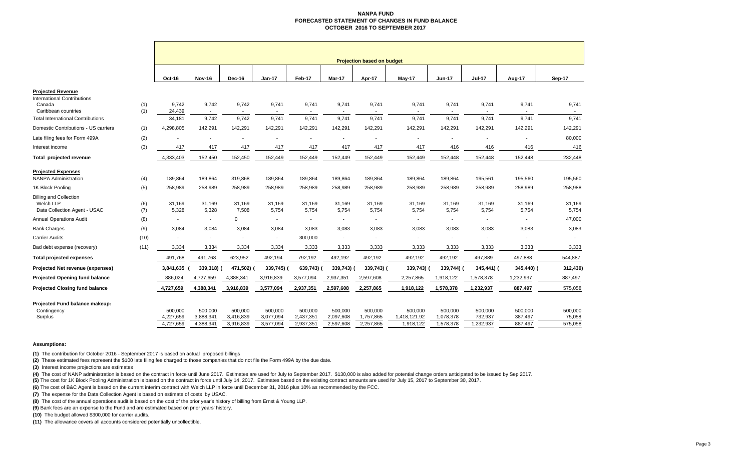# NANPA FUND
## FORECASTED STATEMENT OF CHANGES IN FUND BALANCE
### OCTOBER 2016 TO SEPTEMBER 2017

| | | Projection based on budget | | | | | | | | | | | |
|---|---|---|---|---|---|---|---|---|---|---|---|---|---|
| | | Oct-16 | Nov-16 | Dec-16 | Jan-17 | Feb-17 | Mar-17 | Apr-17 | May-17 | Jun-17 | Jul-17 | Aug-17 | Sep-17 |
| **Projected Revenue** | | | | | | | | | | | | | |
| International Contributions | | | | | | | | | | | | | |
| Canada | (1) | 9,742 | 9,742 | 9,742 | 9,741 | 9,741 | 9,741 | 9,741 | 9,741 | 9,741 | 9,741 | 9,741 | 9,741 |
| Caribbean countries | (1) | 24,439 | - | - | - | - | - | - | - | - | - | - | - |
| Total International Contributions | | 34,181 | 9,742 | 9,742 | 9,741 | 9,741 | 9,741 | 9,741 | 9,741 | 9,741 | 9,741 | 9,741 | 9,741 |
| Domestic Contributions - US carriers | (1) | 4,298,805 | 142,291 | 142,291 | 142,291 | 142,291 | 142,291 | 142,291 | 142,291 | 142,291 | 142,291 | 142,291 | 142,291 |
| Late filing fees for Form 499A | (2) | - | - | - | - | - | - | - | - | - | - | - | 80,000 |
| Interest income | (3) | 417 | 417 | 417 | 417 | 417 | 417 | 417 | 417 | 416 | 416 | 416 | 416 |
| Total projected revenue | | 4,333,403 | 152,450 | 152,450 | 152,449 | 152,449 | 152,449 | 152,449 | 152,449 | 152,448 | 152,448 | 152,448 | 232,448 |
| **Projected Expenses** | | | | | | | | | | | | | |
| NANPA Administration | (4) | 189,864 | 189,864 | 319,868 | 189,864 | 189,864 | 189,864 | 189,864 | 189,864 | 189,864 | 195,561 | 195,560 | 195,560 |
| 1K Block Pooling | (5) | 258,989 | 258,989 | 258,989 | 258,989 | 258,989 | 258,989 | 258,989 | 258,989 | 258,989 | 258,989 | 258,989 | 258,988 |
| Billing and Collection | | | | | | | | | | | | | |
| Welch LLP | (6) | 31,169 | 31,169 | 31,169 | 31,169 | 31,169 | 31,169 | 31,169 | 31,169 | 31,169 | 31,169 | 31,169 | 31,169 |
| Data Collection Agent - USAC | (7) | 5,328 | 5,328 | 7,508 | 5,754 | 5,754 | 5,754 | 5,754 | 5,754 | 5,754 | 5,754 | 5,754 | 5,754 |
| Annual Operations Audit | (8) | - | - | 0 | - | - | - | - | - | - | - | - | 47,000 |
| Bank Charges | (9) | 3,084 | 3,084 | 3,084 | 3,084 | 3,083 | 3,083 | 3,083 | 3,083 | 3,083 | 3,083 | 3,083 | 3,083 |
| Carrier Audits | (10) | - | - | - | - | 300,000 | - | - | - | - | - | - | - |
| Bad debt expense (recovery) | (11) | 3,334 | 3,334 | 3,334 | 3,334 | 3,333 | 3,333 | 3,333 | 3,333 | 3,333 | 3,333 | 3,333 | 3,333 |
| **Total projected expenses** | | 491,768 | 491,768 | 623,952 | 492,194 | 792,192 | 492,192 | 492,192 | 492,192 | 492,192 | 497,889 | 497,888 | 544,887 |
| **Projected Net revenue (expenses)** | | 3,841,635 | (339,318) | (471,502) | (339,745) | (639,743) | (339,743) | (339,743) | (339,743) | (339,744) | (345,441) | (345,440) | (312,439) |
| **Projected Opening fund balance** | | 886,024 | 4,727,659 | 4,388,341 | 3,916,839 | 3,577,094 | 2,937,351 | 2,597,608 | 2,257,865 | 1,918,122 | 1,578,378 | 1,232,937 | 887,497 |
| **Projected Closing fund balance** | | 4,727,659 | 4,388,341 | 3,916,839 | 3,577,094 | 2,937,351 | 2,597,608 | 2,257,865 | 1,918,122 | 1,578,378 | 1,232,937 | 887,497 | 575,058 |
| **Projected Fund balance makeup:** | | | | | | | | | | | | | |
| Contingency | | 500,000 | 500,000 | 500,000 | 500,000 | 500,000 | 500,000 | 500,000 | 500,000 | 500,000 | 500,000 | 500,000 | 500,000 |
| Surplus | | 4,227,659 | 3,888,341 | 3,416,839 | 3,077,094 | 2,437,351 | 2,097,608 | 1,757,865 | 1,418,121.92 | 1,078,378 | 732,937 | 387,497 | 75,058 |
| | | 4,727,659 | 4,388,341 | 3,916,839 | 3,577,094 | 2,937,351 | 2,597,608 | 2,257,865 | 1,918,122 | 1,578,378 | 1,232,937 | 887,497 | 575,058 |

**Assumptions:**

**(1)** The contribution for October 2016 - September 2017 is based on actual proposed billings

**(2)** These estimated fees represent the $100 late filing fee charged to those companies that do not file the Form 499A by the due date.

**(3)** Interest income projections are estimates

**(4)** The cost of NANP administration is based on the contract in force until June 2017. Estimates are used for July to September 2017. $130,000 is also added for potential change orders anticipated to be issued by Sep 2017.

**(5)** The cost for 1K Block Pooling Administration is based on the contract in force until July 14, 2017. Estimates based on the existing contract amounts are used for July 15, 2017 to September 30, 2017.

**(6)** The cost of B&C Agent is based on the current interim contract with Welch LLP in force until December 31, 2016 plus 10% as recommended by the FCC.

**(7)** The expense for the Data Collection Agent is based on estimate of costs by USAC.

**(8)** The cost of the annual operations audit is based on the cost of the prior year's history of billing from Ernst & Young LLP.

**(9)** Bank fees are an expense to the Fund and are estimated based on prior years' history.

**(10)** The budget allowed $300,000 for carrier audits.

**(11)** The allowance covers all accounts considered potentially uncollectible.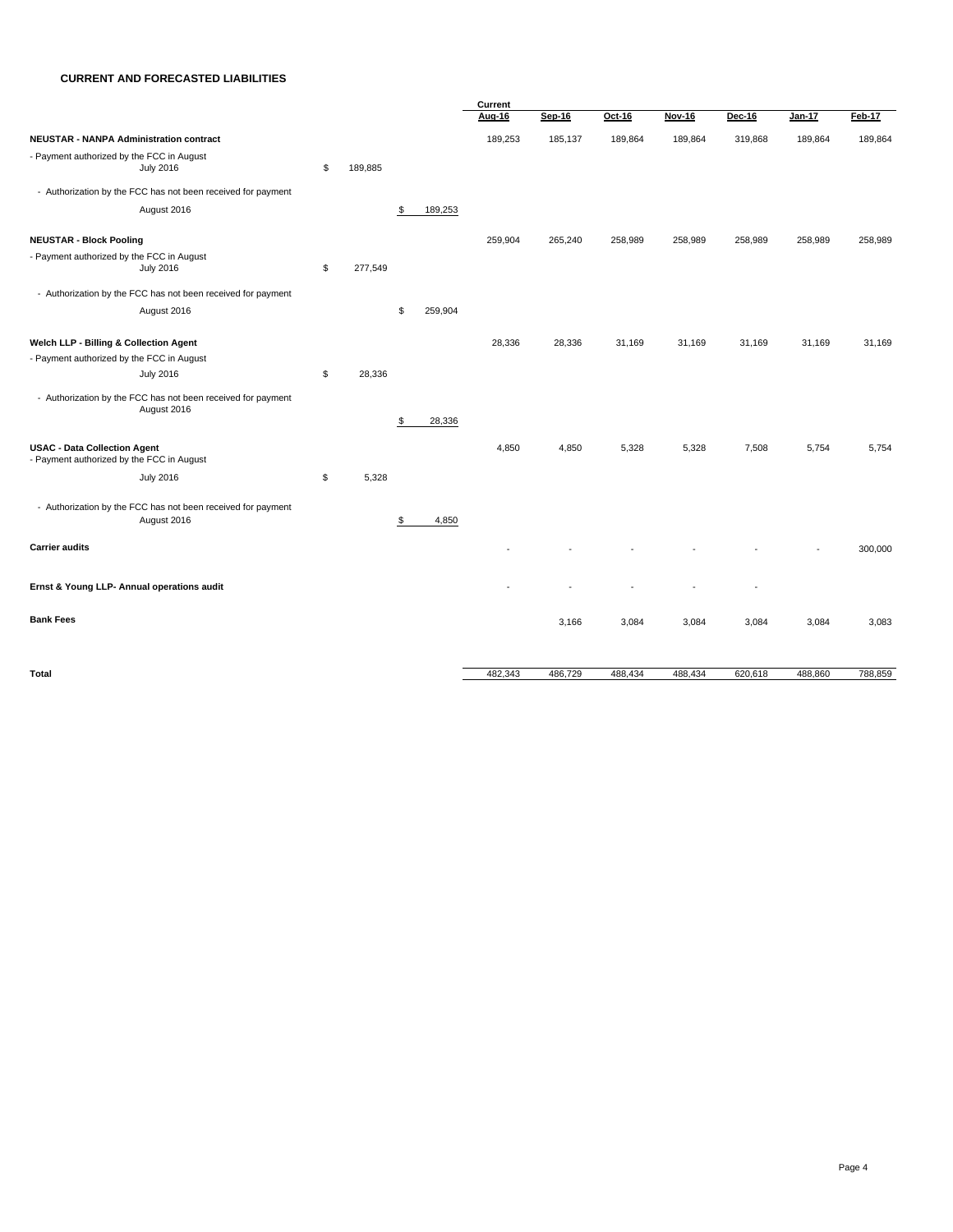## CURRENT AND FORECASTED LIABILITIES

| | | | Current Aug-16 | Sep-16 | Oct-16 | Nov-16 | Dec-16 | Jan-17 | Feb-17 |
|---|---|---|---|---|---|---|---|---|---|
| **NEUSTAR - NANPA Administration contract** | | | 189,253 | 185,137 | 189,864 | 189,864 | 319,868 | 189,864 | 189,864 |
| - Payment authorized by the FCC in August July 2016 | $ 189,885 | | | | | | | | |
| - Authorization by the FCC has not been received for payment August 2016 | | $ 189,253 | | | | | | | |
| **NEUSTAR - Block Pooling** | | | 259,904 | 265,240 | 258,989 | 258,989 | 258,989 | 258,989 | 258,989 |
| - Payment authorized by the FCC in August July 2016 | $ 277,549 | | | | | | | | |
| - Authorization by the FCC has not been received for payment August 2016 | | $ 259,904 | | | | | | | |
| **Welch LLP - Billing & Collection Agent** | | | 28,336 | 28,336 | 31,169 | 31,169 | 31,169 | 31,169 | 31,169 |
| - Payment authorized by the FCC in August July 2016 | $ 28,336 | | | | | | | | |
| - Authorization by the FCC has not been received for payment August 2016 | | $ 28,336 | | | | | | | |
| **USAC - Data Collection Agent** | | | 4,850 | 4,850 | 5,328 | 5,328 | 7,508 | 5,754 | 5,754 |
| - Payment authorized by the FCC in August July 2016 | $ 5,328 | | | | | | | | |
| - Authorization by the FCC has not been received for payment August 2016 | | $ 4,850 | | | | | | | |
| **Carrier audits** | | | - | - | - | - | - | - | 300,000 |
| **Ernst & Young LLP- Annual operations audit** | | | - | - | - | - | - | | |
| **Bank Fees** | | | | 3,166 | 3,084 | 3,084 | 3,084 | 3,084 | 3,083 |
| **Total** | | | 482,343 | 486,729 | 488,434 | 488,434 | 620,618 | 488,860 | 788,859 |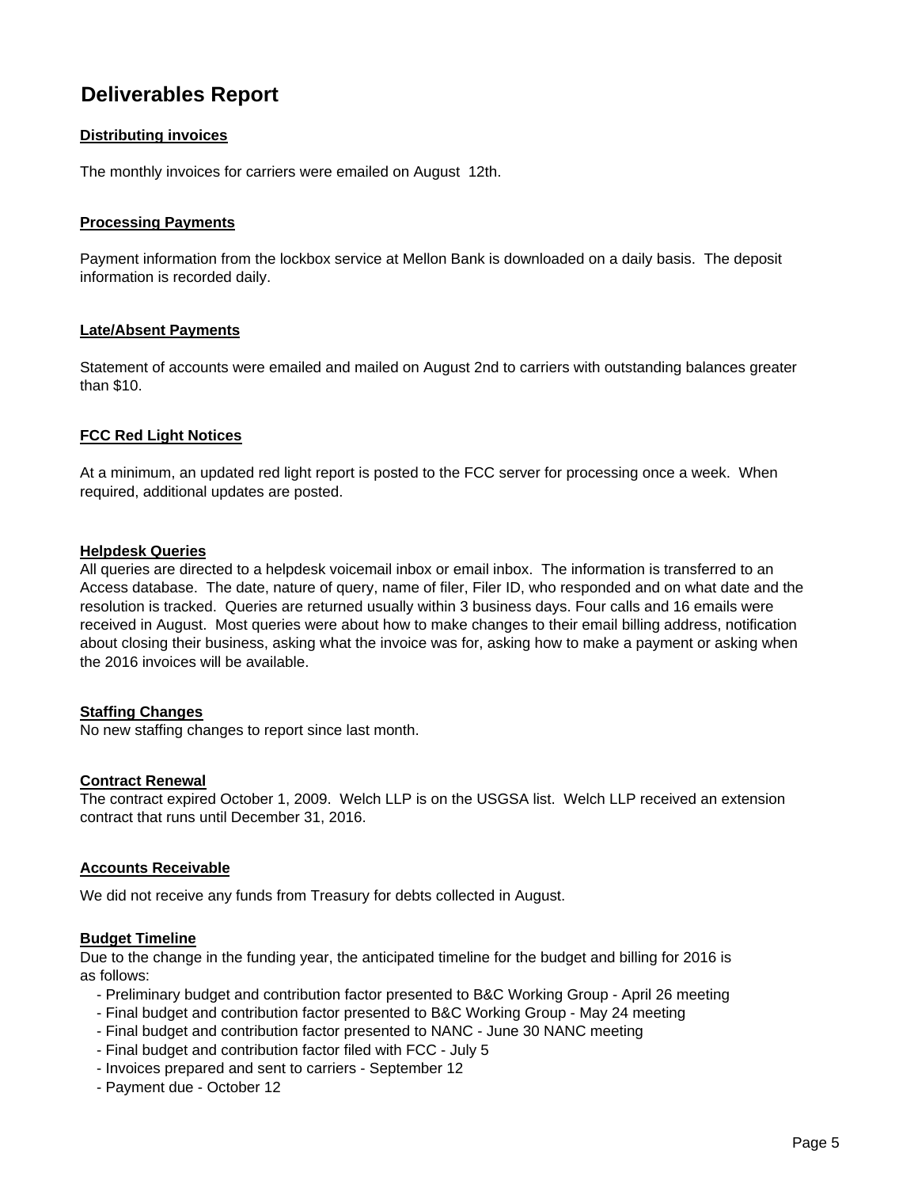# Deliverables Report

**Distributing invoices**

The monthly invoices for carriers were emailed on August 12th.

**Processing Payments**

Payment information from the lockbox service at Mellon Bank is downloaded on a daily basis. The deposit information is recorded daily.

**Late/Absent Payments**

Statement of accounts were emailed and mailed on August 2nd to carriers with outstanding balances greater than $10.

**FCC Red Light Notices**

At a minimum, an updated red light report is posted to the FCC server for processing once a week. When required, additional updates are posted.

**Helpdesk Queries**

All queries are directed to a helpdesk voicemail inbox or email inbox. The information is transferred to an Access database. The date, nature of query, name of filer, Filer ID, who responded and on what date and the resolution is tracked. Queries are returned usually within 3 business days. Four calls and 16 emails were received in August. Most queries were about how to make changes to their email billing address, notification about closing their business, asking what the invoice was for, asking how to make a payment or asking when the 2016 invoices will be available.

**Staffing Changes**

No new staffing changes to report since last month.

**Contract Renewal**

The contract expired October 1, 2009. Welch LLP is on the USGSA list. Welch LLP received an extension contract that runs until December 31, 2016.

**Accounts Receivable**

We did not receive any funds from Treasury for debts collected in August.

**Budget Timeline**

Due to the change in the funding year, the anticipated timeline for the budget and billing for 2016 is as follows:

- Preliminary budget and contribution factor presented to B&C Working Group - April 26 meeting
- Final budget and contribution factor presented to B&C Working Group - May 24 meeting
- Final budget and contribution factor presented to NANC - June 30 NANC meeting
- Final budget and contribution factor filed with FCC - July 5
- Invoices prepared and sent to carriers - September 12
- Payment due - October 12